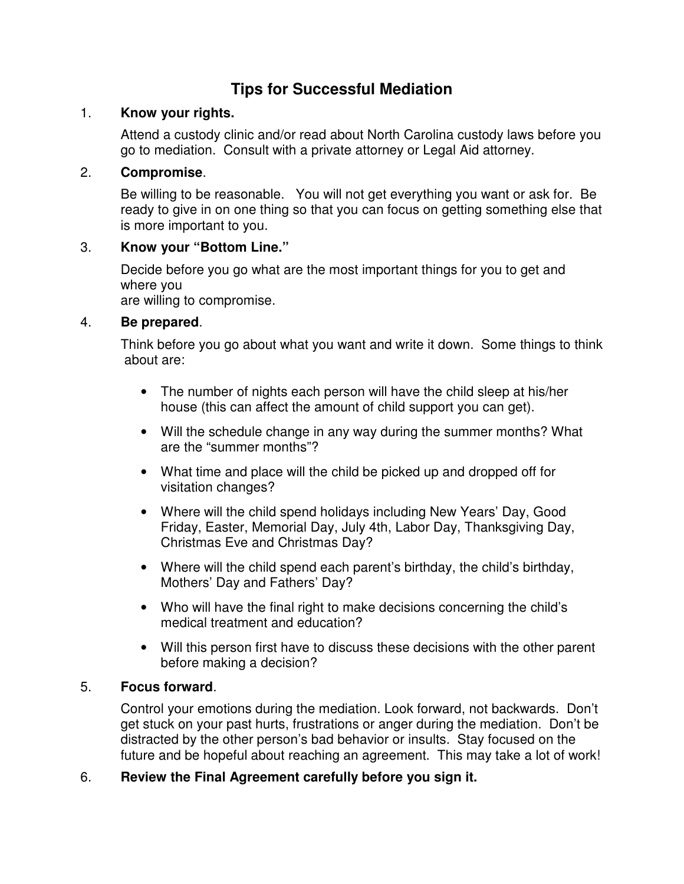# Tips for Successful Mediation

1. **Know your rights.**

   Attend a custody clinic and/or read about North Carolina custody laws before you go to mediation. Consult with a private attorney or Legal Aid attorney.

2. **Compromise**.

   Be willing to be reasonable. You will not get everything you want or ask for. Be ready to give in on one thing so that you can focus on getting something else that is more important to you.

3. **Know your "Bottom Line."**

   Decide before you go what are the most important things for you to get and where you are willing to compromise.

4. **Be prepared**.

   Think before you go about what you want and write it down. Some things to think about are:

   - The number of nights each person will have the child sleep at his/her house (this can affect the amount of child support you can get).
   - Will the schedule change in any way during the summer months? What are the "summer months"?
   - What time and place will the child be picked up and dropped off for visitation changes?
   - Where will the child spend holidays including New Years' Day, Good Friday, Easter, Memorial Day, July 4th, Labor Day, Thanksgiving Day, Christmas Eve and Christmas Day?
   - Where will the child spend each parent's birthday, the child's birthday, Mothers' Day and Fathers' Day?
   - Who will have the final right to make decisions concerning the child's medical treatment and education?
   - Will this person first have to discuss these decisions with the other parent before making a decision?

5. **Focus forward**.

   Control your emotions during the mediation. Look forward, not backwards. Don't get stuck on your past hurts, frustrations or anger during the mediation. Don't be distracted by the other person's bad behavior or insults. Stay focused on the future and be hopeful about reaching an agreement. This may take a lot of work!

6. **Review the Final Agreement carefully before you sign it.**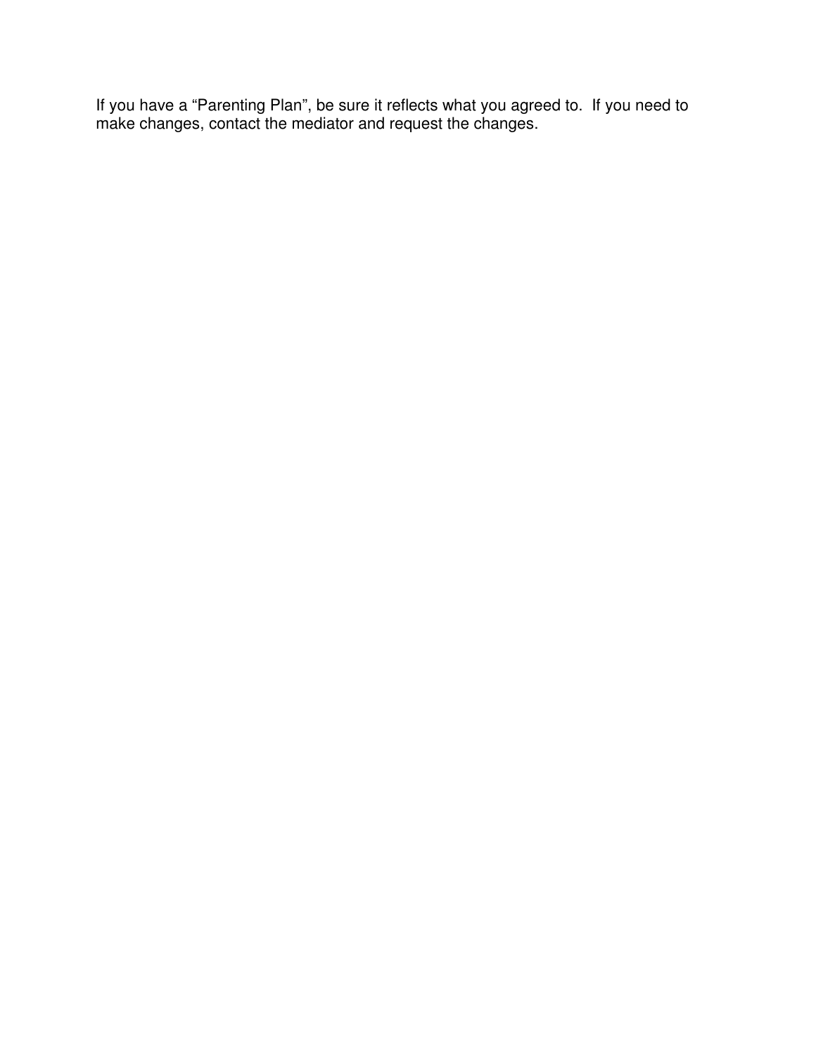If you have a “Parenting Plan”, be sure it reflects what you agreed to.  If you need to make changes, contact the mediator and request the changes.